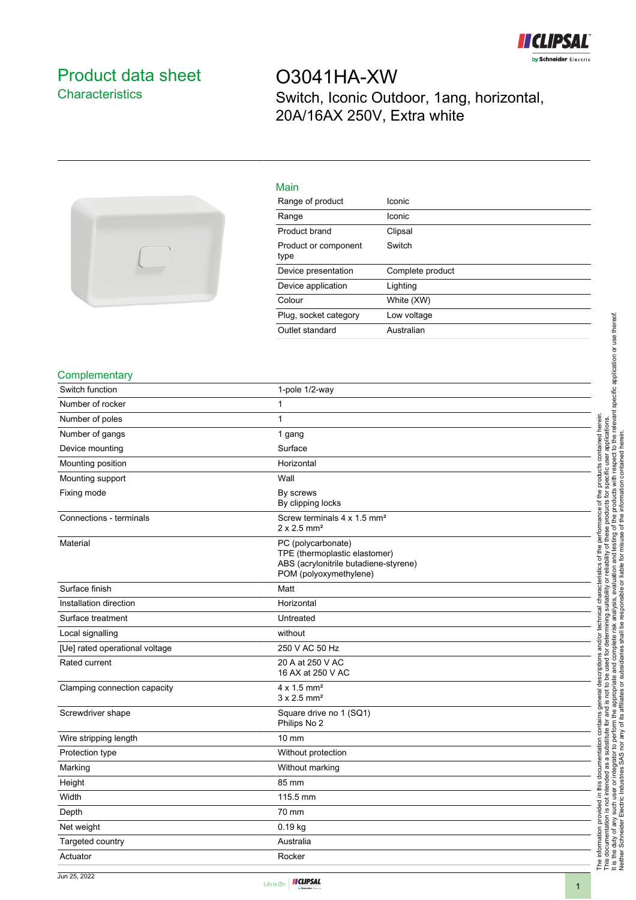# Product data sheet

## Characteristics

# O3041HA-XW

Switch, Iconic Outdoor, 1ang, horizontal, 20A/16AX 250V, Extra white

## Main

| | |
|---|---|
| Range of product | Iconic |
| Range | Iconic |
| Product brand | Clipsal |
| Product or component type | Switch |
| Device presentation | Complete product |
| Device application | Lighting |
| Colour | White (XW) |
| Plug, socket category | Low voltage |
| Outlet standard | Australian |

## Complementary

| | |
|---|---|
| Switch function | 1-pole 1/2-way |
| Number of rocker | 1 |
| Number of poles | 1 |
| Number of gangs | 1 gang |
| Device mounting | Surface |
| Mounting position | Horizontal |
| Mounting support | Wall |
| Fixing mode | By screws<br>By clipping locks |
| Connections - terminals | Screw terminals 4 x 1.5 mm²<br>2 x 2.5 mm² |
| Material | PC (polycarbonate)<br>TPE (thermoplastic elastomer)<br>ABS (acrylonitrile butadiene-styrene)<br>POM (polyoxymethylene) |
| Surface finish | Matt |
| Installation direction | Horizontal |
| Surface treatment | Untreated |
| Local signalling | without |
| [Ue] rated operational voltage | 250 V AC 50 Hz |
| Rated current | 20 A at 250 V AC<br>16 AX at 250 V AC |
| Clamping connection capacity | 4 x 1.5 mm²<br>3 x 2.5 mm² |
| Screwdriver shape | Square drive no 1 (SQ1)<br>Philips No 2 |
| Wire stripping length | 10 mm |
| Protection type | Without protection |
| Marking | Without marking |
| Height | 85 mm |
| Width | 115.5 mm |
| Depth | 70 mm |
| Net weight | 0.19 kg |
| Targeted country | Australia |
| Actuator | Rocker |

The information provided in this documentation contains general descriptions and/or technical characteristics of the performance of the products contained herein. This documentation is not intended as a substitute for and is not to be used for determining suitability or reliability of these products for specific user applications. It is the duty of any such user or integrator to perform the appropriate and complete risk analysis, evaluation and testing of the products with respect to the relevant specific application or use thereof. Neither Schneider Electric Industries SAS nor any of its affiliates or subsidiaries shall be responsible or liable for misuse of the information contained herein.

Jun 25, 2022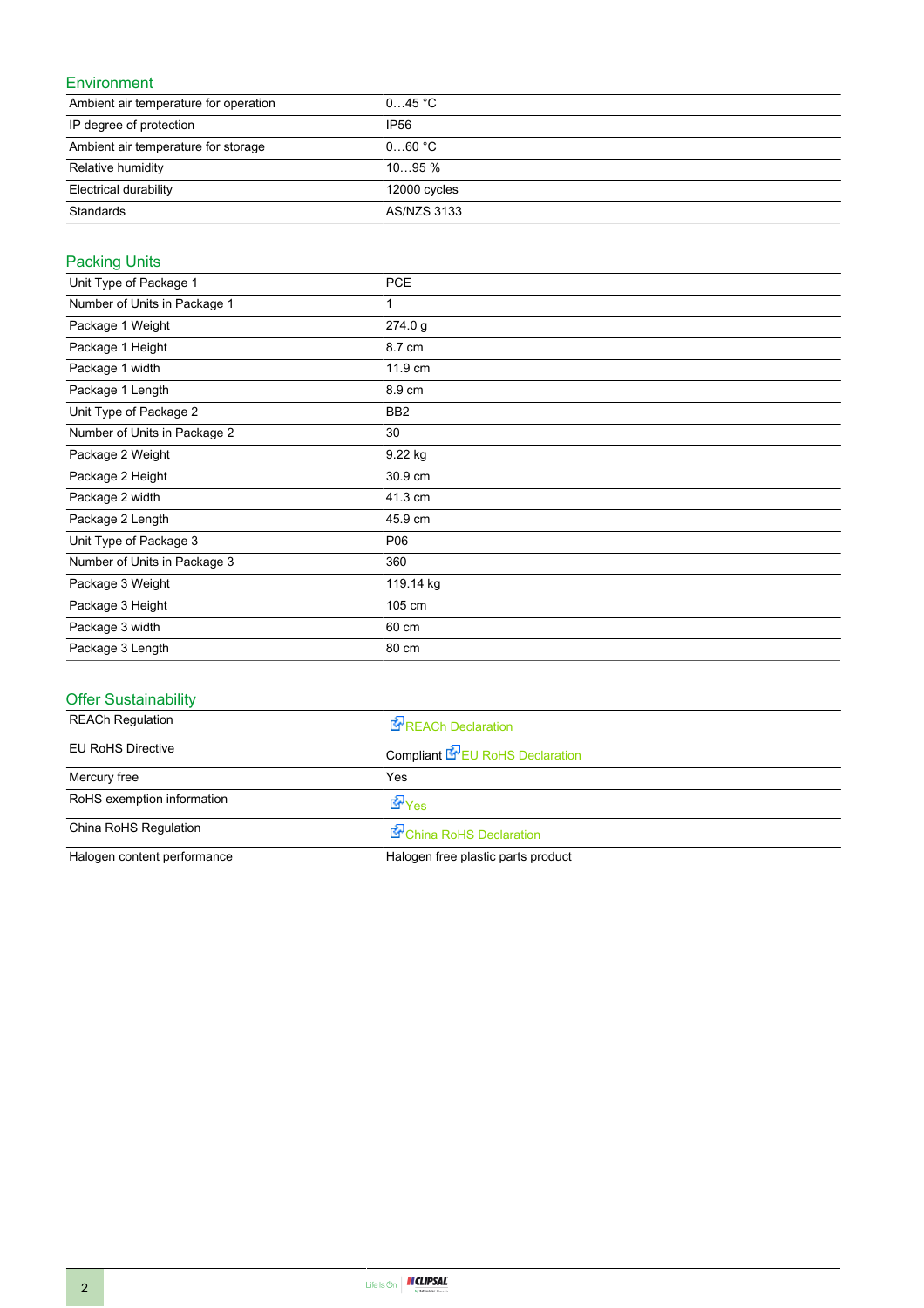## Environment

| | |
|---|---|
| Ambient air temperature for operation | 0…45 °C |
| IP degree of protection | IP56 |
| Ambient air temperature for storage | 0…60 °C |
| Relative humidity | 10…95 % |
| Electrical durability | 12000 cycles |
| Standards | AS/NZS 3133 |

## Packing Units

| | |
|---|---|
| Unit Type of Package 1 | PCE |
| Number of Units in Package 1 | 1 |
| Package 1 Weight | 274.0 g |
| Package 1 Height | 8.7 cm |
| Package 1 width | 11.9 cm |
| Package 1 Length | 8.9 cm |
| Unit Type of Package 2 | BB2 |
| Number of Units in Package 2 | 30 |
| Package 2 Weight | 9.22 kg |
| Package 2 Height | 30.9 cm |
| Package 2 width | 41.3 cm |
| Package 2 Length | 45.9 cm |
| Unit Type of Package 3 | P06 |
| Number of Units in Package 3 | 360 |
| Package 3 Weight | 119.14 kg |
| Package 3 Height | 105 cm |
| Package 3 width | 60 cm |
| Package 3 Length | 80 cm |

## Offer Sustainability

| | |
|---|---|
| REACh Regulation | REACh Declaration |
| EU RoHS Directive | Compliant EU RoHS Declaration |
| Mercury free | Yes |
| RoHS exemption information | Yes |
| China RoHS Regulation | China RoHS Declaration |
| Halogen content performance | Halogen free plastic parts product |